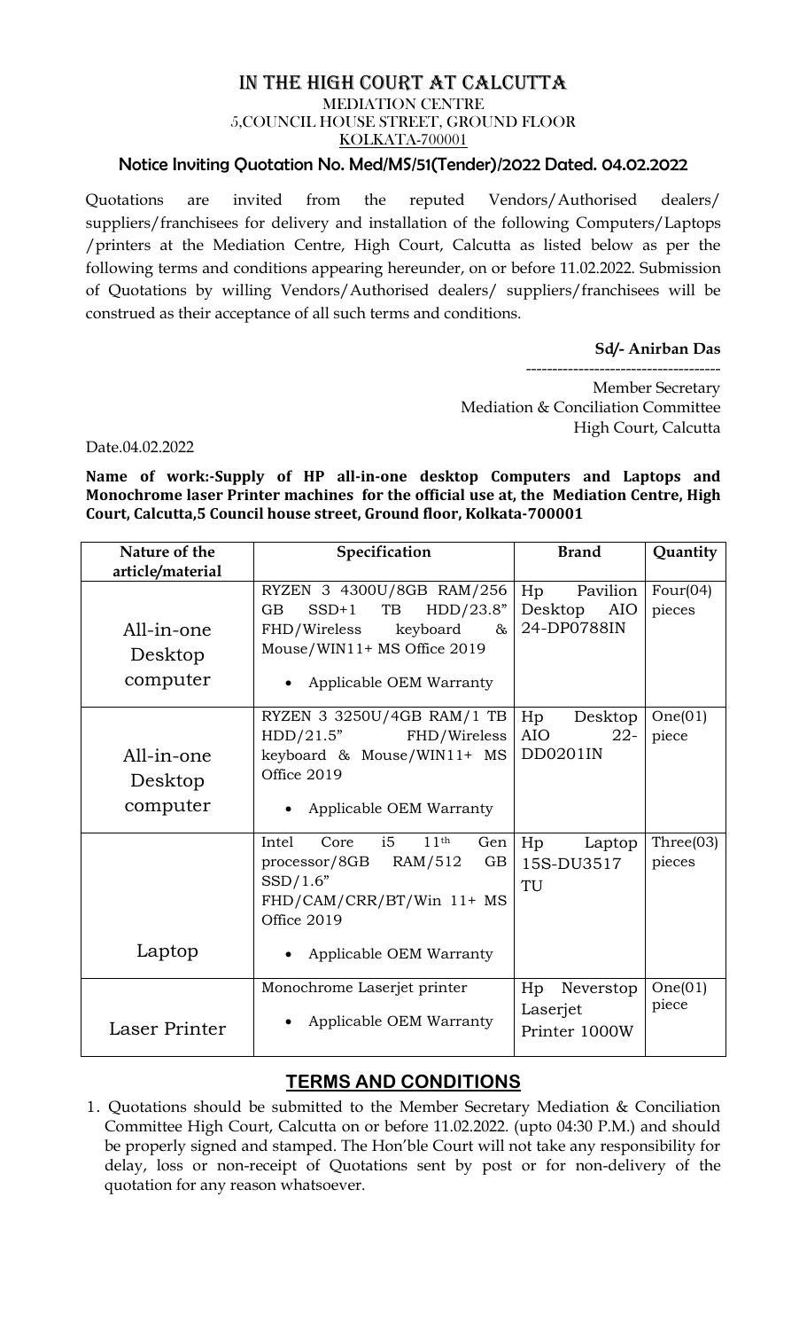# IN THE HIGH COURT AT CALCUTTA

MEDIATION CENTRE
5,COUNCIL HOUSE STREET, GROUND FLOOR
KOLKATA-700001

## Notice Inviting Quotation No. Med/MS/51(Tender)/2022 Dated. 04.02.2022

Quotations are invited from the reputed Vendors/Authorised dealers/ suppliers/franchisees for delivery and installation of the following Computers/Laptops /printers at the Mediation Centre, High Court, Calcutta as listed below as per the following terms and conditions appearing hereunder, on or before 11.02.2022. Submission of Quotations by willing Vendors/Authorised dealers/ suppliers/franchisees will be construed as their acceptance of all such terms and conditions.

**Sd/- Anirban Das**

-------------------------------------

Member Secretary
Mediation & Conciliation Committee
High Court, Calcutta

Date.04.02.2022

**Name of work:-Supply of HP all-in-one desktop Computers and Laptops and Monochrome laser Printer machines for the official use at, the Mediation Centre, High Court, Calcutta,5 Council house street, Ground floor, Kolkata-700001**

| Nature of the article/material | Specification | Brand | Quantity |
|---|---|---|---|
| All-in-one Desktop computer | RYZEN 3 4300U/8GB RAM/256 GB SSD+1 TB HDD/23.8" FHD/Wireless keyboard & Mouse/WIN11+ MS Office 2019 • Applicable OEM Warranty | Hp Pavilion Desktop AIO 24-DP0788IN | Four(04) pieces |
| All-in-one Desktop computer | RYZEN 3 3250U/4GB RAM/1 TB HDD/21.5" FHD/Wireless keyboard & Mouse/WIN11+ MS Office 2019 • Applicable OEM Warranty | Hp Desktop AIO 22-DD0201IN | One(01) piece |
| Laptop | Intel Core i5 11th Gen processor/8GB RAM/512 GB SSD/1.6" FHD/CAM/CRR/BT/Win 11+ MS Office 2019 • Applicable OEM Warranty | Hp Laptop 15S-DU3517 TU | Three(03) pieces |
| Laser Printer | Monochrome Laserjet printer • Applicable OEM Warranty | Hp Neverstop Laserjet Printer 1000W | One(01) piece |

## TERMS AND CONDITIONS

1. Quotations should be submitted to the Member Secretary Mediation & Conciliation Committee High Court, Calcutta on or before 11.02.2022. (upto 04:30 P.M.) and should be properly signed and stamped. The Hon'ble Court will not take any responsibility for delay, loss or non-receipt of Quotations sent by post or for non-delivery of the quotation for any reason whatsoever.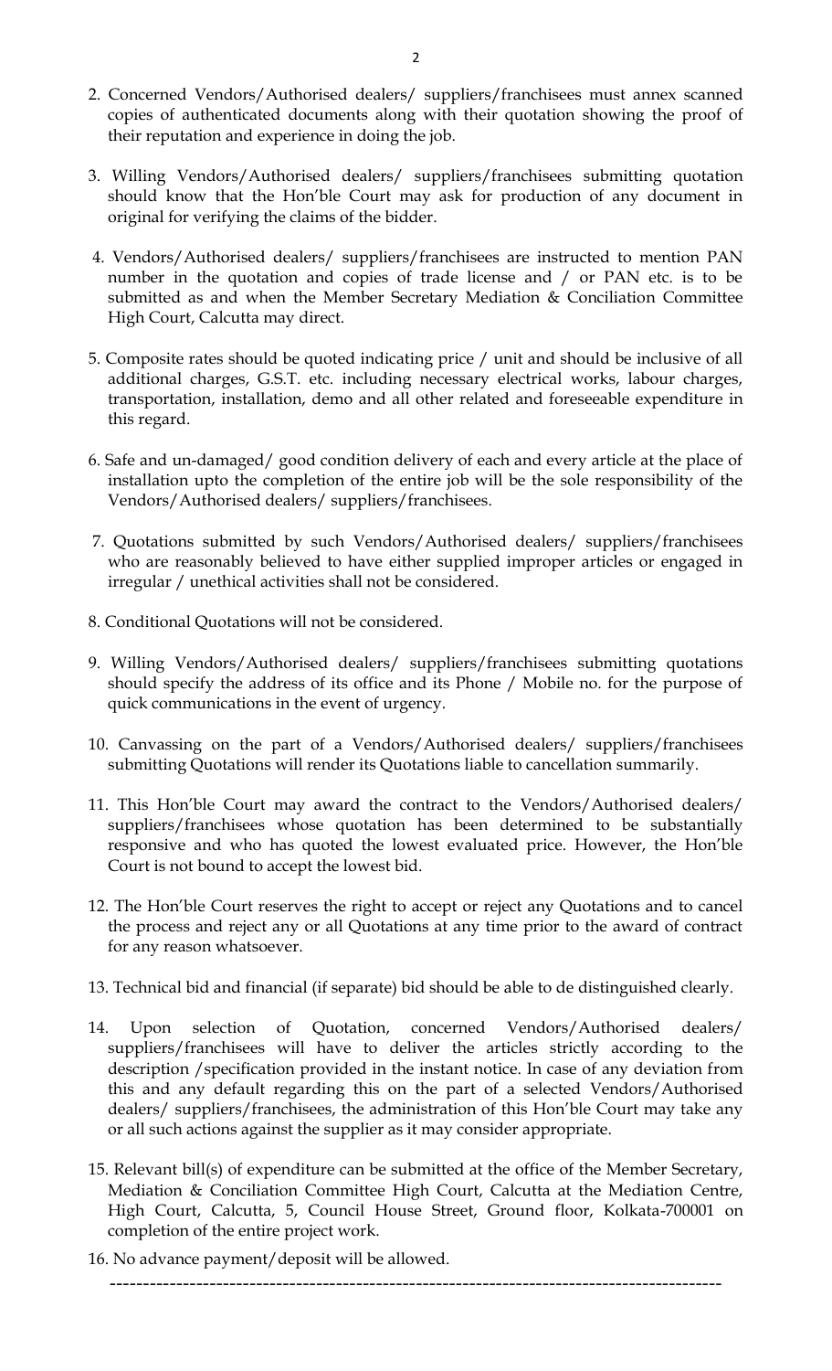2. Concerned Vendors/Authorised dealers/ suppliers/franchisees must annex scanned copies of authenticated documents along with their quotation showing the proof of their reputation and experience in doing the job.

3. Willing Vendors/Authorised dealers/ suppliers/franchisees submitting quotation should know that the Hon'ble Court may ask for production of any document in original for verifying the claims of the bidder.

4. Vendors/Authorised dealers/ suppliers/franchisees are instructed to mention PAN number in the quotation and copies of trade license and / or PAN etc. is to be submitted as and when the Member Secretary Mediation & Conciliation Committee High Court, Calcutta may direct.

5. Composite rates should be quoted indicating price / unit and should be inclusive of all additional charges, G.S.T. etc. including necessary electrical works, labour charges, transportation, installation, demo and all other related and foreseeable expenditure in this regard.

6. Safe and un-damaged/ good condition delivery of each and every article at the place of installation upto the completion of the entire job will be the sole responsibility of the Vendors/Authorised dealers/ suppliers/franchisees.

7. Quotations submitted by such Vendors/Authorised dealers/ suppliers/franchisees who are reasonably believed to have either supplied improper articles or engaged in irregular / unethical activities shall not be considered.

8. Conditional Quotations will not be considered.

9. Willing Vendors/Authorised dealers/ suppliers/franchisees submitting quotations should specify the address of its office and its Phone / Mobile no. for the purpose of quick communications in the event of urgency.

10. Canvassing on the part of a Vendors/Authorised dealers/ suppliers/franchisees submitting Quotations will render its Quotations liable to cancellation summarily.

11. This Hon'ble Court may award the contract to the Vendors/Authorised dealers/ suppliers/franchisees whose quotation has been determined to be substantially responsive and who has quoted the lowest evaluated price. However, the Hon'ble Court is not bound to accept the lowest bid.

12. The Hon'ble Court reserves the right to accept or reject any Quotations and to cancel the process and reject any or all Quotations at any time prior to the award of contract for any reason whatsoever.

13. Technical bid and financial (if separate) bid should be able to de distinguished clearly.

14. Upon selection of Quotation, concerned Vendors/Authorised dealers/ suppliers/franchisees will have to deliver the articles strictly according to the description /specification provided in the instant notice. In case of any deviation from this and any default regarding this on the part of a selected Vendors/Authorised dealers/ suppliers/franchisees, the administration of this Hon'ble Court may take any or all such actions against the supplier as it may consider appropriate.

15. Relevant bill(s) of expenditure can be submitted at the office of the Member Secretary, Mediation & Conciliation Committee High Court, Calcutta at the Mediation Centre, High Court, Calcutta, 5, Council House Street, Ground floor, Kolkata-700001 on completion of the entire project work.

16. No advance payment/deposit will be allowed.

---